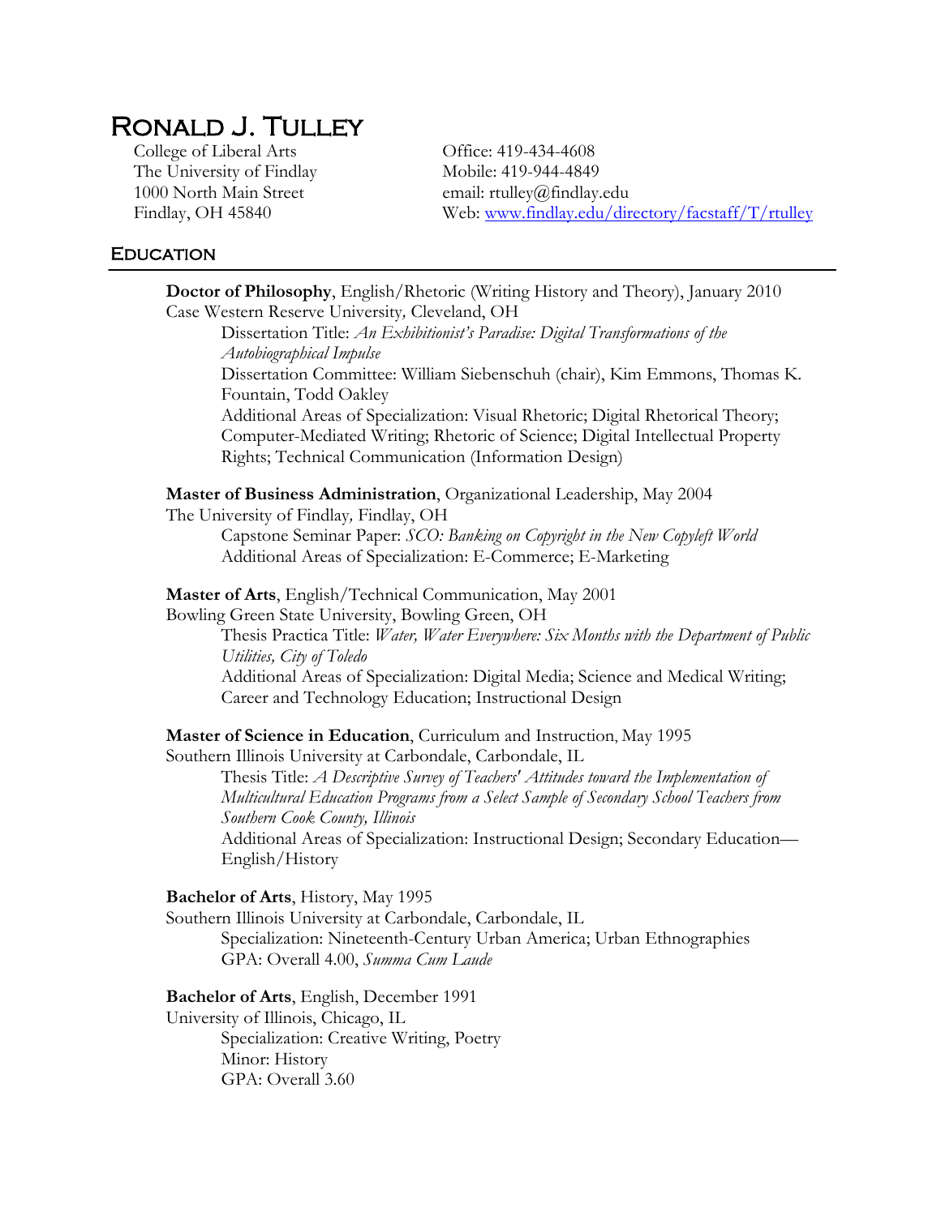# Ronald J. Tulley

College of Liberal Arts
The University of Findlay
1000 North Main Street
Findlay, OH 45840

Office: 419-434-4608
Mobile: 419-944-4849
email: rtulley@findlay.edu
Web: [www.findlay.edu/directory/facstaff/T/rtulley](www.findlay.edu/directory/facstaff/T/rtulley)

## Education

**Doctor of Philosophy**, English/Rhetoric (Writing History and Theory), January 2010
Case Western Reserve University*,* Cleveland, OH

Dissertation Title: *An Exhibitionist's Paradise: Digital Transformations of the Autobiographical Impulse*
Dissertation Committee: William Siebenschuh (chair), Kim Emmons, Thomas K. Fountain, Todd Oakley
Additional Areas of Specialization: Visual Rhetoric; Digital Rhetorical Theory; Computer-Mediated Writing; Rhetoric of Science; Digital Intellectual Property Rights; Technical Communication (Information Design)

**Master of Business Administration**, Organizational Leadership, May 2004
The University of Findlay*,* Findlay, OH

Capstone Seminar Paper: *SCO: Banking on Copyright in the New Copyleft World*
Additional Areas of Specialization: E-Commerce; E-Marketing

**Master of Arts**, English/Technical Communication, May 2001
Bowling Green State University, Bowling Green, OH

Thesis Practica Title: *Water, Water Everywhere: Six Months with the Department of Public Utilities, City of Toledo*
Additional Areas of Specialization: Digital Media; Science and Medical Writing; Career and Technology Education; Instructional Design

**Master of Science in Education**, Curriculum and Instruction, May 1995
Southern Illinois University at Carbondale, Carbondale, IL

Thesis Title: *A Descriptive Survey of Teachers' Attitudes toward the Implementation of Multicultural Education Programs from a Select Sample of Secondary School Teachers from Southern Cook County, Illinois*
Additional Areas of Specialization: Instructional Design; Secondary Education—English/History

**Bachelor of Arts**, History, May 1995
Southern Illinois University at Carbondale, Carbondale, IL

Specialization: Nineteenth-Century Urban America; Urban Ethnographies
GPA: Overall 4.00, *Summa Cum Laude*

**Bachelor of Arts**, English, December 1991
University of Illinois, Chicago, IL

Specialization: Creative Writing, Poetry
Minor: History
GPA: Overall 3.60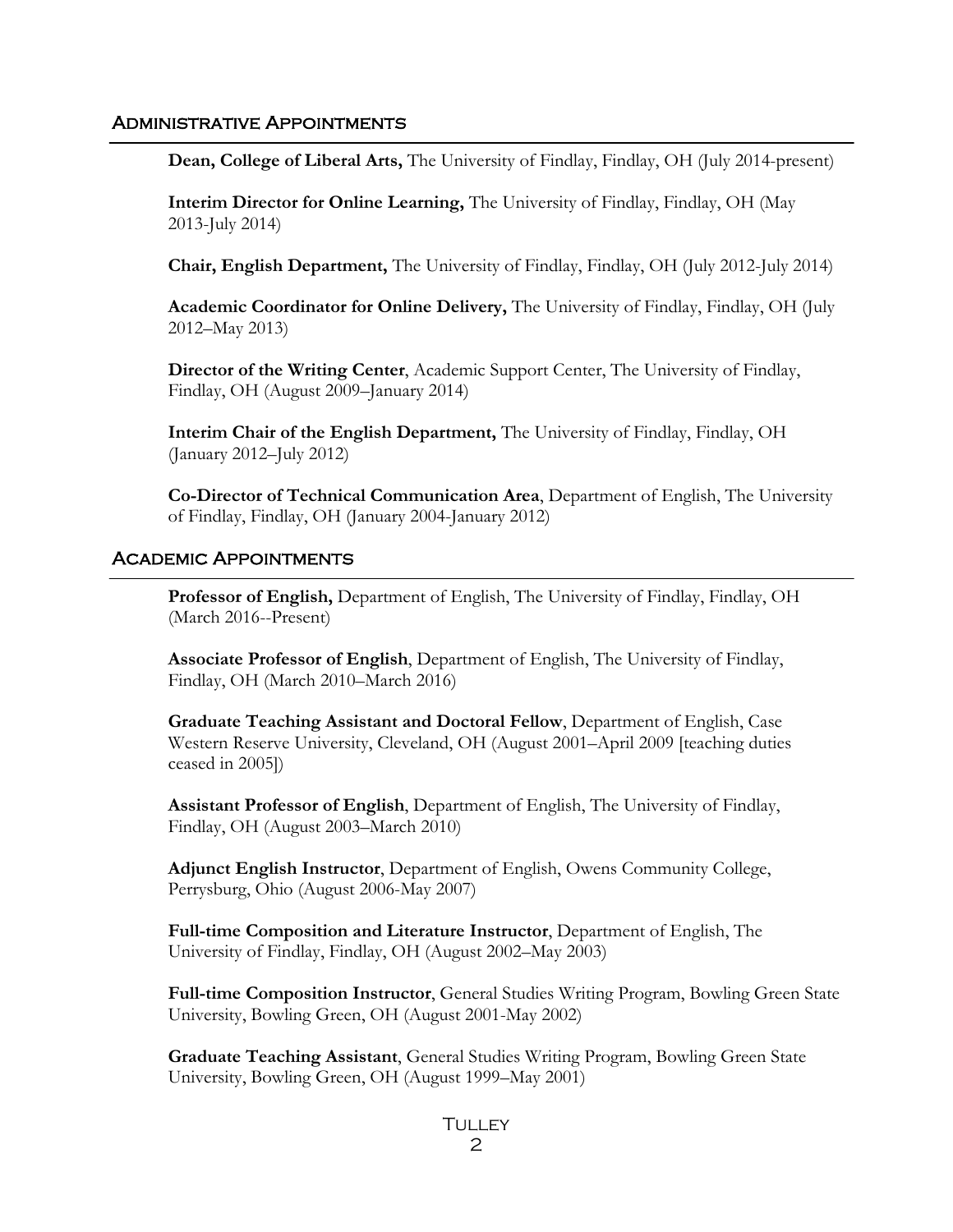## Administrative Appointments

**Dean, College of Liberal Arts,** The University of Findlay, Findlay, OH (July 2014-present)

**Interim Director for Online Learning,** The University of Findlay, Findlay, OH (May 2013-July 2014)

**Chair, English Department,** The University of Findlay, Findlay, OH (July 2012-July 2014)

**Academic Coordinator for Online Delivery,** The University of Findlay, Findlay, OH (July 2012–May 2013)

**Director of the Writing Center**, Academic Support Center, The University of Findlay, Findlay, OH (August 2009–January 2014)

**Interim Chair of the English Department,** The University of Findlay, Findlay, OH (January 2012–July 2012)

**Co-Director of Technical Communication Area**, Department of English, The University of Findlay, Findlay, OH (January 2004-January 2012)

## Academic Appointments

**Professor of English,** Department of English, The University of Findlay, Findlay, OH (March 2016--Present)

**Associate Professor of English**, Department of English, The University of Findlay, Findlay, OH (March 2010–March 2016)

**Graduate Teaching Assistant and Doctoral Fellow**, Department of English, Case Western Reserve University, Cleveland, OH (August 2001–April 2009 [teaching duties ceased in 2005])

**Assistant Professor of English**, Department of English, The University of Findlay, Findlay, OH (August 2003–March 2010)

**Adjunct English Instructor**, Department of English, Owens Community College, Perrysburg, Ohio (August 2006-May 2007)

**Full-time Composition and Literature Instructor**, Department of English, The University of Findlay, Findlay, OH (August 2002–May 2003)

**Full-time Composition Instructor**, General Studies Writing Program, Bowling Green State University, Bowling Green, OH (August 2001-May 2002)

**Graduate Teaching Assistant**, General Studies Writing Program, Bowling Green State University, Bowling Green, OH (August 1999–May 2001)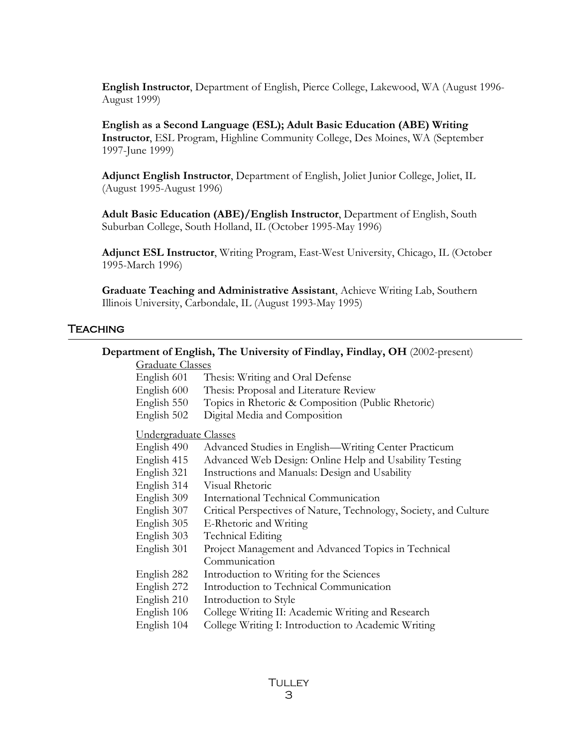**English Instructor**, Department of English, Pierce College, Lakewood, WA (August 1996-August 1999)

**English as a Second Language (ESL); Adult Basic Education (ABE) Writing Instructor**, ESL Program, Highline Community College, Des Moines, WA (September 1997-June 1999)

**Adjunct English Instructor**, Department of English, Joliet Junior College, Joliet, IL (August 1995-August 1996)

**Adult Basic Education (ABE)/English Instructor**, Department of English, South Suburban College, South Holland, IL (October 1995-May 1996)

**Adjunct ESL Instructor**, Writing Program, East-West University, Chicago, IL (October 1995-March 1996)

**Graduate Teaching and Administrative Assistant**, Achieve Writing Lab, Southern Illinois University, Carbondale, IL (August 1993-May 1995)

## Teaching

**Department of English, The University of Findlay, Findlay, OH** (2002-present)

Graduate Classes

- English 601 Thesis: Writing and Oral Defense
- English 600 Thesis: Proposal and Literature Review
- English 550 Topics in Rhetoric & Composition (Public Rhetoric)
- English 502 Digital Media and Composition

Undergraduate Classes

- English 490 Advanced Studies in English—Writing Center Practicum
- English 415 Advanced Web Design: Online Help and Usability Testing
- English 321 Instructions and Manuals: Design and Usability
- English 314 Visual Rhetoric
- English 309 International Technical Communication
- English 307 Critical Perspectives of Nature, Technology, Society, and Culture
- English 305 E-Rhetoric and Writing
- English 303 Technical Editing
- English 301 Project Management and Advanced Topics in Technical Communication
- English 282 Introduction to Writing for the Sciences
- English 272 Introduction to Technical Communication
- English 210 Introduction to Style
- English 106 College Writing II: Academic Writing and Research
- English 104 College Writing I: Introduction to Academic Writing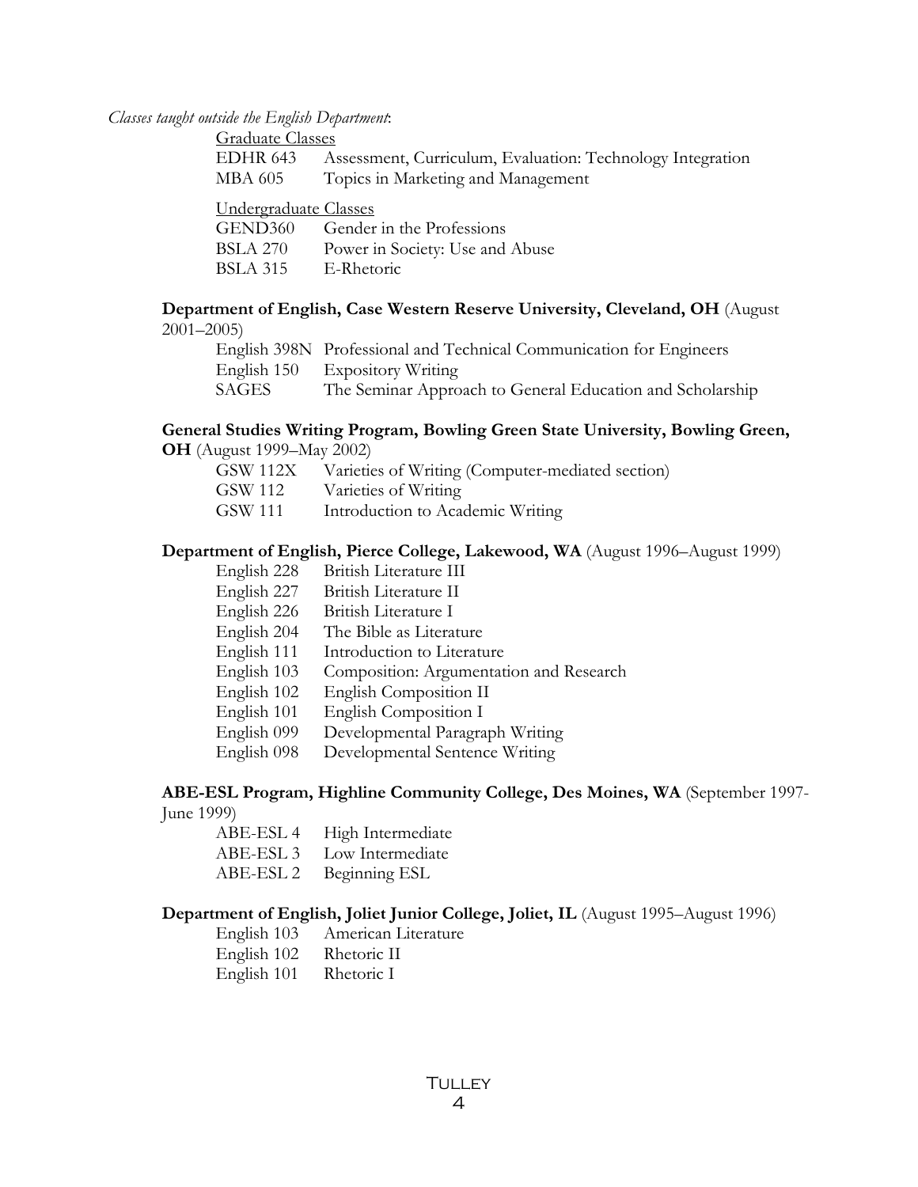*Classes taught outside the English Department*:

<u>Graduate Classes</u>

| | |
|---|---|
| EDHR 643 | Assessment, Curriculum, Evaluation: Technology Integration |
| MBA 605 | Topics in Marketing and Management |

<u>Undergraduate Classes</u>

| | |
|---|---|
| GEND360 | Gender in the Professions |
| BSLA 270 | Power in Society: Use and Abuse |
| BSLA 315 | E-Rhetoric |

**Department of English, Case Western Reserve University, Cleveland, OH** (August 2001–2005)

| | |
|---|---|
| English 398N | Professional and Technical Communication for Engineers |
| English 150 | Expository Writing |
| SAGES | The Seminar Approach to General Education and Scholarship |

**General Studies Writing Program, Bowling Green State University, Bowling Green, OH** (August 1999–May 2002)

| | |
|---|---|
| GSW 112X | Varieties of Writing (Computer-mediated section) |
| GSW 112 | Varieties of Writing |
| GSW 111 | Introduction to Academic Writing |

**Department of English, Pierce College, Lakewood, WA** (August 1996–August 1999)

| | |
|---|---|
| English 228 | British Literature III |
| English 227 | British Literature II |
| English 226 | British Literature I |
| English 204 | The Bible as Literature |
| English 111 | Introduction to Literature |
| English 103 | Composition: Argumentation and Research |
| English 102 | English Composition II |
| English 101 | English Composition I |
| English 099 | Developmental Paragraph Writing |
| English 098 | Developmental Sentence Writing |

**ABE-ESL Program, Highline Community College, Des Moines, WA** (September 1997-June 1999)

| | |
|---|---|
| ABE-ESL 4 | High Intermediate |
| ABE-ESL 3 | Low Intermediate |
| ABE-ESL 2 | Beginning ESL |

**Department of English, Joliet Junior College, Joliet, IL** (August 1995–August 1996)

| | |
|---|---|
| English 103 | American Literature |
| English 102 | Rhetoric II |
| English 101 | Rhetoric I |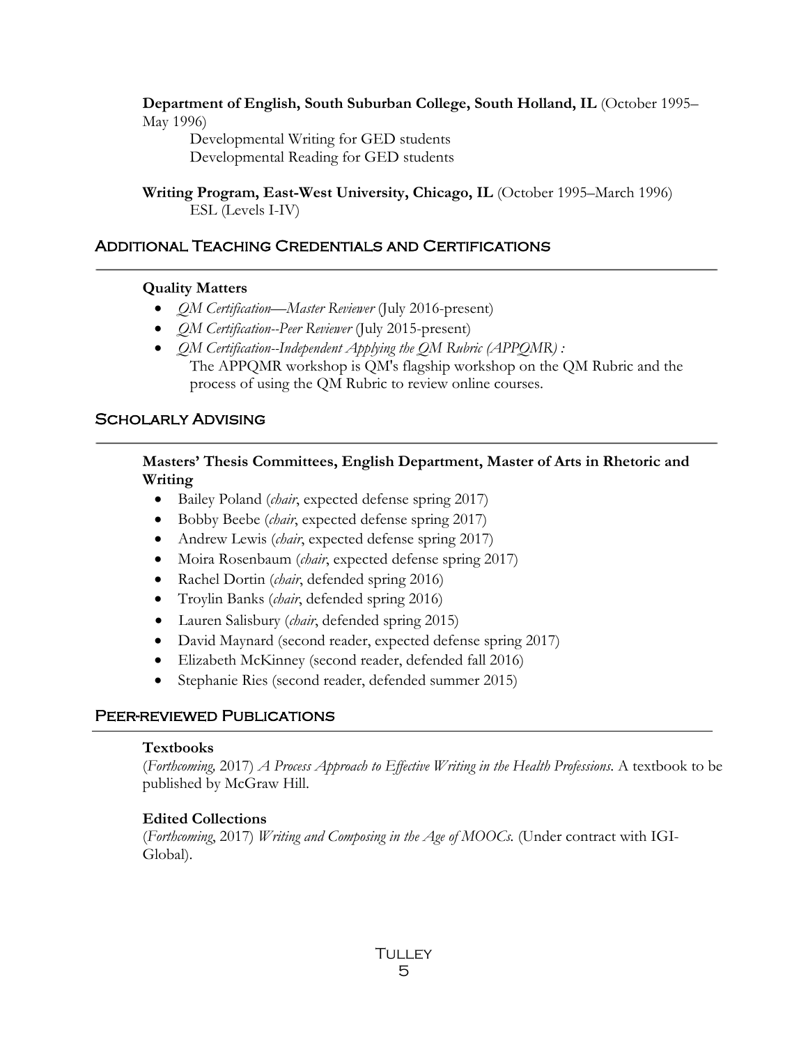**Department of English, South Suburban College, South Holland, IL** (October 1995–May 1996)

Developmental Writing for GED students
Developmental Reading for GED students

**Writing Program, East-West University, Chicago, IL** (October 1995–March 1996)

ESL (Levels I-IV)

## Additional Teaching Credentials and Certifications

**Quality Matters**

- *QM Certification—Master Reviewer* (July 2016-present)
- *QM Certification--Peer Reviewer* (July 2015-present)
- *QM Certification--Independent Applying the QM Rubric (APPQMR) :*
  The APPQMR workshop is QM's flagship workshop on the QM Rubric and the process of using the QM Rubric to review online courses.

## Scholarly Advising

**Masters' Thesis Committees, English Department, Master of Arts in Rhetoric and Writing**

- Bailey Poland (*chair*, expected defense spring 2017)
- Bobby Beebe (*chair*, expected defense spring 2017)
- Andrew Lewis (*chair*, expected defense spring 2017)
- Moira Rosenbaum (*chair*, expected defense spring 2017)
- Rachel Dortin (*chair*, defended spring 2016)
- Troylin Banks (*chair*, defended spring 2016)
- Lauren Salisbury (*chair*, defended spring 2015)
- David Maynard (second reader, expected defense spring 2017)
- Elizabeth McKinney (second reader, defended fall 2016)
- Stephanie Ries (second reader, defended summer 2015)

## Peer-reviewed Publications

**Textbooks**

(*Forthcoming*, 2017) *A Process Approach to Effective Writing in the Health Professions*. A textbook to be published by McGraw Hill.

**Edited Collections**

(*Forthcoming*, 2017) *Writing and Composing in the Age of MOOCs.* (Under contract with IGI-Global).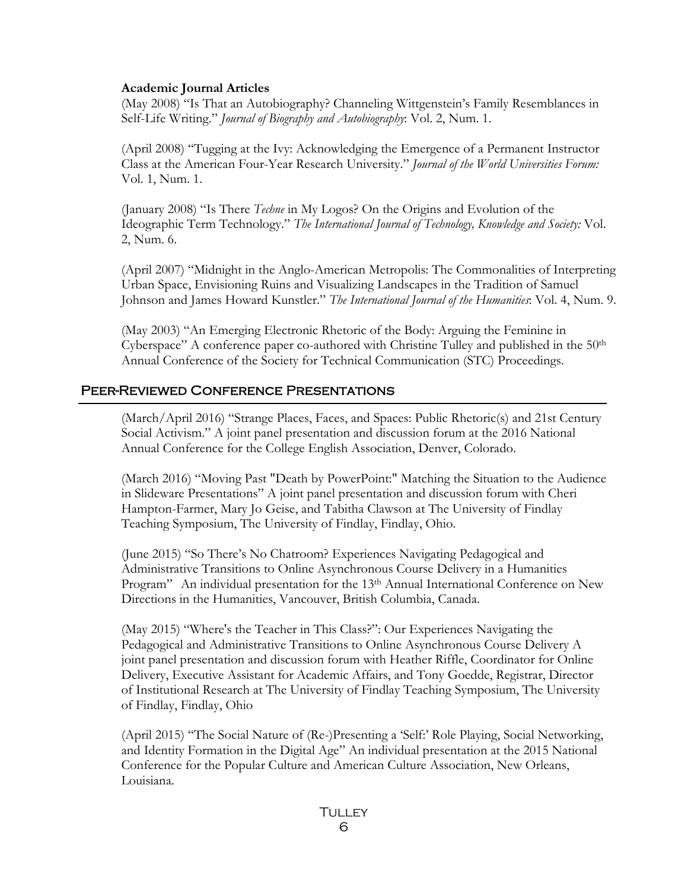**Academic Journal Articles**

(May 2008) "Is That an Autobiography? Channeling Wittgenstein's Family Resemblances in Self-Life Writing." *Journal of Biography and Autobiography*: Vol. 2, Num. 1.

(April 2008) "Tugging at the Ivy: Acknowledging the Emergence of a Permanent Instructor Class at the American Four-Year Research University." *Journal of the World Universities Forum:* Vol. 1, Num. 1.

(January 2008) "Is There *Techne* in My Logos? On the Origins and Evolution of the Ideographic Term Technology." *The International Journal of Technology, Knowledge and Society:* Vol. 2, Num. 6.

(April 2007) "Midnight in the Anglo-American Metropolis: The Commonalities of Interpreting Urban Space, Envisioning Ruins and Visualizing Landscapes in the Tradition of Samuel Johnson and James Howard Kunstler." *The International Journal of the Humanities*: Vol. 4, Num. 9.

(May 2003) "An Emerging Electronic Rhetoric of the Body: Arguing the Feminine in Cyberspace" A conference paper co-authored with Christine Tulley and published in the 50th Annual Conference of the Society for Technical Communication (STC) Proceedings.

## Peer-Reviewed Conference Presentations

(March/April 2016) "Strange Places, Faces, and Spaces: Public Rhetoric(s) and 21st Century Social Activism." A joint panel presentation and discussion forum at the 2016 National Annual Conference for the College English Association, Denver, Colorado.

(March 2016) "Moving Past "Death by PowerPoint:" Matching the Situation to the Audience in Slideware Presentations" A joint panel presentation and discussion forum with Cheri Hampton-Farmer, Mary Jo Geise, and Tabitha Clawson at The University of Findlay Teaching Symposium, The University of Findlay, Findlay, Ohio.

(June 2015) "So There's No Chatroom? Experiences Navigating Pedagogical and Administrative Transitions to Online Asynchronous Course Delivery in a Humanities Program" An individual presentation for the 13th Annual International Conference on New Directions in the Humanities, Vancouver, British Columbia, Canada.

(May 2015) "Where's the Teacher in This Class?": Our Experiences Navigating the Pedagogical and Administrative Transitions to Online Asynchronous Course Delivery A joint panel presentation and discussion forum with Heather Riffle, Coordinator for Online Delivery, Executive Assistant for Academic Affairs, and Tony Goedde, Registrar, Director of Institutional Research at The University of Findlay Teaching Symposium, The University of Findlay, Findlay, Ohio

(April 2015) "The Social Nature of (Re-)Presenting a 'Self:' Role Playing, Social Networking, and Identity Formation in the Digital Age" An individual presentation at the 2015 National Conference for the Popular Culture and American Culture Association, New Orleans, Louisiana.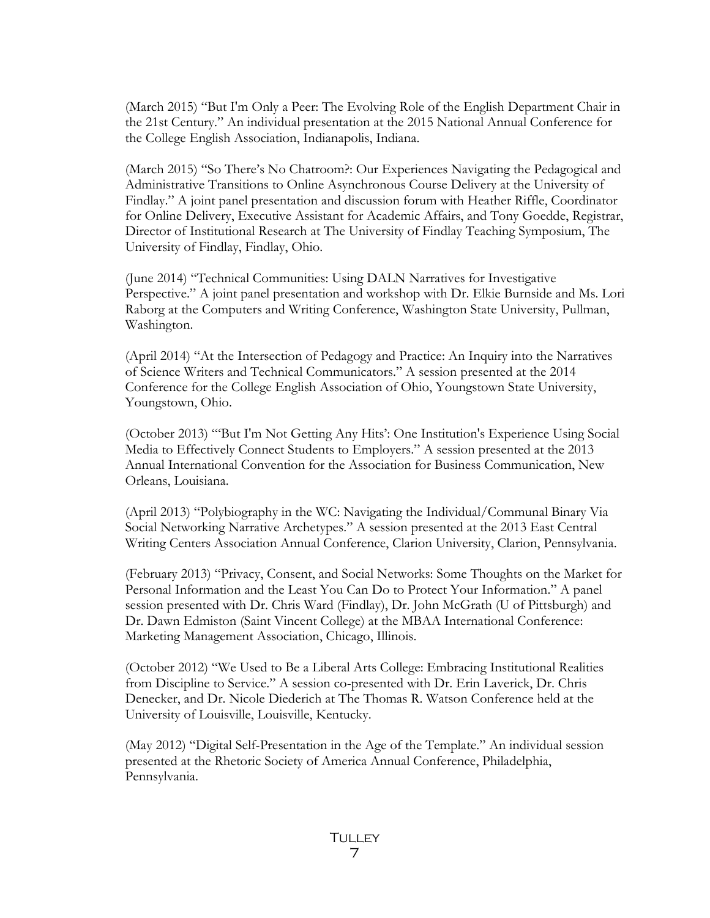(March 2015) "But I'm Only a Peer: The Evolving Role of the English Department Chair in the 21st Century." An individual presentation at the 2015 National Annual Conference for the College English Association, Indianapolis, Indiana.

(March 2015) "So There's No Chatroom?: Our Experiences Navigating the Pedagogical and Administrative Transitions to Online Asynchronous Course Delivery at the University of Findlay." A joint panel presentation and discussion forum with Heather Riffle, Coordinator for Online Delivery, Executive Assistant for Academic Affairs, and Tony Goedde, Registrar, Director of Institutional Research at The University of Findlay Teaching Symposium, The University of Findlay, Findlay, Ohio.

(June 2014) "Technical Communities: Using DALN Narratives for Investigative Perspective." A joint panel presentation and workshop with Dr. Elkie Burnside and Ms. Lori Raborg at the Computers and Writing Conference, Washington State University, Pullman, Washington.

(April 2014) "At the Intersection of Pedagogy and Practice: An Inquiry into the Narratives of Science Writers and Technical Communicators." A session presented at the 2014 Conference for the College English Association of Ohio, Youngstown State University, Youngstown, Ohio.

(October 2013) "'But I'm Not Getting Any Hits': One Institution's Experience Using Social Media to Effectively Connect Students to Employers." A session presented at the 2013 Annual International Convention for the Association for Business Communication, New Orleans, Louisiana.

(April 2013) "Polybiography in the WC: Navigating the Individual/Communal Binary Via Social Networking Narrative Archetypes." A session presented at the 2013 East Central Writing Centers Association Annual Conference, Clarion University, Clarion, Pennsylvania.

(February 2013) "Privacy, Consent, and Social Networks: Some Thoughts on the Market for Personal Information and the Least You Can Do to Protect Your Information." A panel session presented with Dr. Chris Ward (Findlay), Dr. John McGrath (U of Pittsburgh) and Dr. Dawn Edmiston (Saint Vincent College) at the MBAA International Conference: Marketing Management Association, Chicago, Illinois.

(October 2012) "We Used to Be a Liberal Arts College: Embracing Institutional Realities from Discipline to Service." A session co-presented with Dr. Erin Laverick, Dr. Chris Denecker, and Dr. Nicole Diederich at The Thomas R. Watson Conference held at the University of Louisville, Louisville, Kentucky.

(May 2012) "Digital Self-Presentation in the Age of the Template." An individual session presented at the Rhetoric Society of America Annual Conference, Philadelphia, Pennsylvania.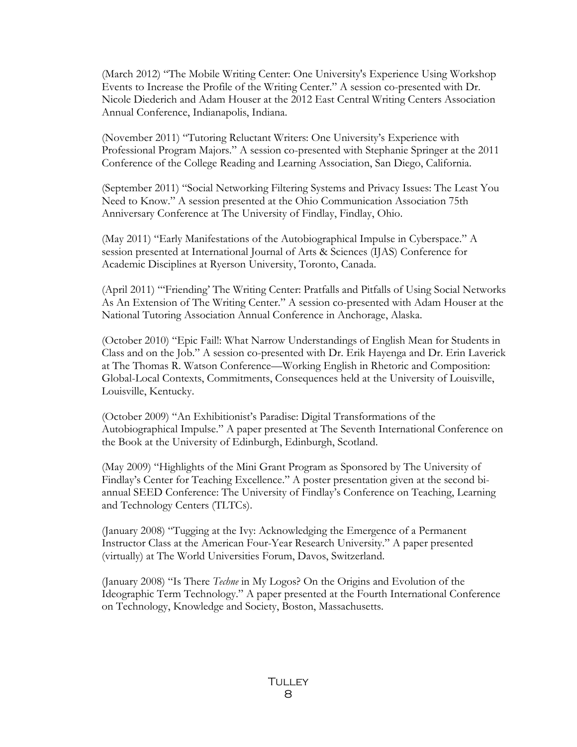(March 2012) "The Mobile Writing Center: One University's Experience Using Workshop Events to Increase the Profile of the Writing Center." A session co-presented with Dr. Nicole Diederich and Adam Houser at the 2012 East Central Writing Centers Association Annual Conference, Indianapolis, Indiana.

(November 2011) "Tutoring Reluctant Writers: One University's Experience with Professional Program Majors." A session co-presented with Stephanie Springer at the 2011 Conference of the College Reading and Learning Association, San Diego, California.

(September 2011) "Social Networking Filtering Systems and Privacy Issues: The Least You Need to Know." A session presented at the Ohio Communication Association 75th Anniversary Conference at The University of Findlay, Findlay, Ohio.

(May 2011) "Early Manifestations of the Autobiographical Impulse in Cyberspace." A session presented at International Journal of Arts & Sciences (IJAS) Conference for Academic Disciplines at Ryerson University, Toronto, Canada.

(April 2011) "'Friending' The Writing Center: Pratfalls and Pitfalls of Using Social Networks As An Extension of The Writing Center." A session co-presented with Adam Houser at the National Tutoring Association Annual Conference in Anchorage, Alaska.

(October 2010) "Epic Fail!: What Narrow Understandings of English Mean for Students in Class and on the Job." A session co-presented with Dr. Erik Hayenga and Dr. Erin Laverick at The Thomas R. Watson Conference—Working English in Rhetoric and Composition: Global-Local Contexts, Commitments, Consequences held at the University of Louisville, Louisville, Kentucky.

(October 2009) "An Exhibitionist's Paradise: Digital Transformations of the Autobiographical Impulse." A paper presented at The Seventh International Conference on the Book at the University of Edinburgh, Edinburgh, Scotland.

(May 2009) "Highlights of the Mini Grant Program as Sponsored by The University of Findlay's Center for Teaching Excellence." A poster presentation given at the second bi-annual SEED Conference: The University of Findlay's Conference on Teaching, Learning and Technology Centers (TLTCs).

(January 2008) "Tugging at the Ivy: Acknowledging the Emergence of a Permanent Instructor Class at the American Four-Year Research University." A paper presented (virtually) at The World Universities Forum, Davos, Switzerland.

(January 2008) "Is There *Techne* in My Logos? On the Origins and Evolution of the Ideographic Term Technology." A paper presented at the Fourth International Conference on Technology, Knowledge and Society, Boston, Massachusetts.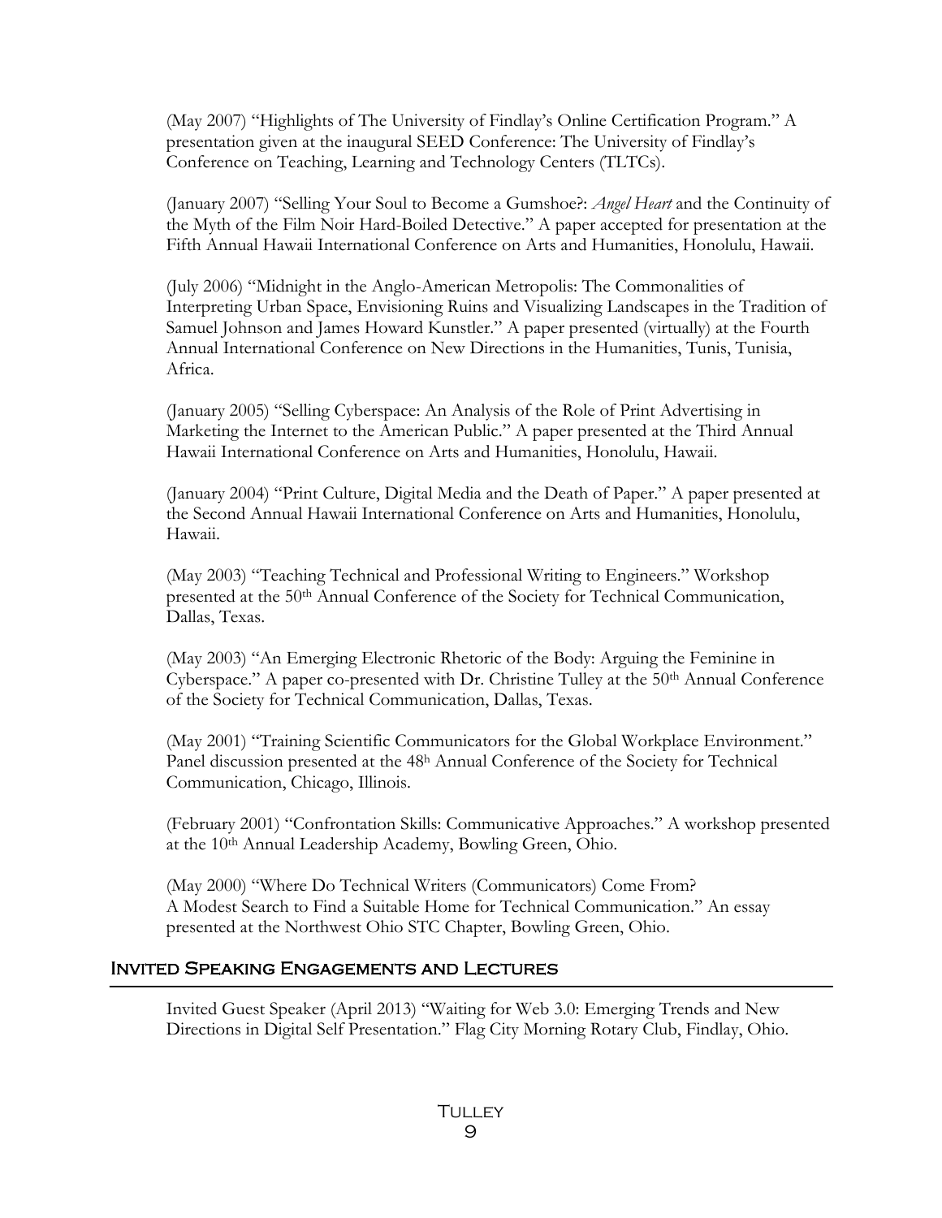(May 2007) "Highlights of The University of Findlay's Online Certification Program." A presentation given at the inaugural SEED Conference: The University of Findlay's Conference on Teaching, Learning and Technology Centers (TLTCs).

(January 2007) "Selling Your Soul to Become a Gumshoe?: *Angel Heart* and the Continuity of the Myth of the Film Noir Hard-Boiled Detective." A paper accepted for presentation at the Fifth Annual Hawaii International Conference on Arts and Humanities, Honolulu, Hawaii.

(July 2006) "Midnight in the Anglo-American Metropolis: The Commonalities of Interpreting Urban Space, Envisioning Ruins and Visualizing Landscapes in the Tradition of Samuel Johnson and James Howard Kunstler." A paper presented (virtually) at the Fourth Annual International Conference on New Directions in the Humanities, Tunis, Tunisia, Africa.

(January 2005) "Selling Cyberspace: An Analysis of the Role of Print Advertising in Marketing the Internet to the American Public." A paper presented at the Third Annual Hawaii International Conference on Arts and Humanities, Honolulu, Hawaii.

(January 2004) "Print Culture, Digital Media and the Death of Paper." A paper presented at the Second Annual Hawaii International Conference on Arts and Humanities, Honolulu, Hawaii.

(May 2003) "Teaching Technical and Professional Writing to Engineers." Workshop presented at the 50th Annual Conference of the Society for Technical Communication, Dallas, Texas.

(May 2003) "An Emerging Electronic Rhetoric of the Body: Arguing the Feminine in Cyberspace." A paper co-presented with Dr. Christine Tulley at the 50th Annual Conference of the Society for Technical Communication, Dallas, Texas.

(May 2001) "Training Scientific Communicators for the Global Workplace Environment." Panel discussion presented at the 48h Annual Conference of the Society for Technical Communication, Chicago, Illinois.

(February 2001) "Confrontation Skills: Communicative Approaches." A workshop presented at the 10th Annual Leadership Academy, Bowling Green, Ohio.

(May 2000) "Where Do Technical Writers (Communicators) Come From?
A Modest Search to Find a Suitable Home for Technical Communication." An essay presented at the Northwest Ohio STC Chapter, Bowling Green, Ohio.

## Invited Speaking Engagements and Lectures

Invited Guest Speaker (April 2013) "Waiting for Web 3.0: Emerging Trends and New Directions in Digital Self Presentation." Flag City Morning Rotary Club, Findlay, Ohio.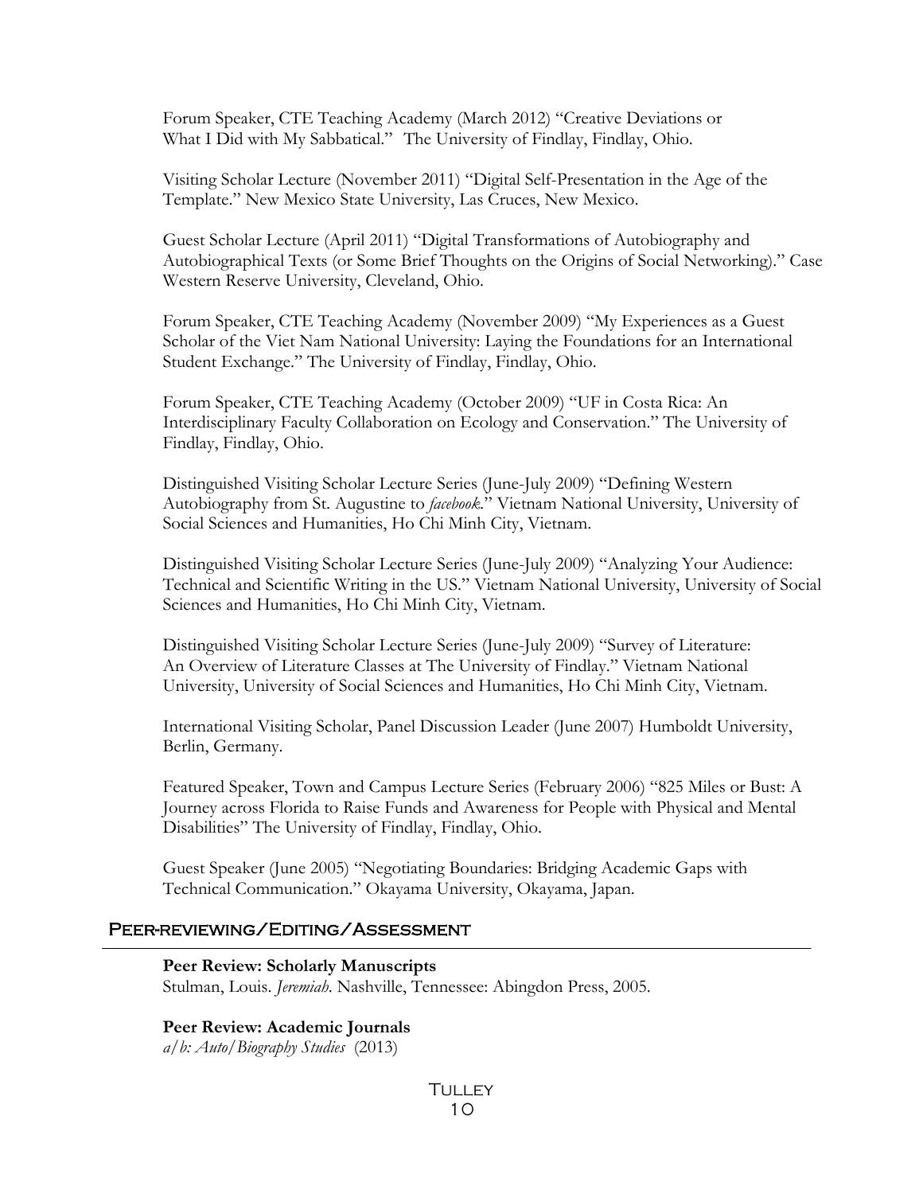Forum Speaker, CTE Teaching Academy (March 2012) "Creative Deviations or What I Did with My Sabbatical." The University of Findlay, Findlay, Ohio.

Visiting Scholar Lecture (November 2011) "Digital Self-Presentation in the Age of the Template." New Mexico State University, Las Cruces, New Mexico.

Guest Scholar Lecture (April 2011) "Digital Transformations of Autobiography and Autobiographical Texts (or Some Brief Thoughts on the Origins of Social Networking)." Case Western Reserve University, Cleveland, Ohio.

Forum Speaker, CTE Teaching Academy (November 2009) "My Experiences as a Guest Scholar of the Viet Nam National University: Laying the Foundations for an International Student Exchange." The University of Findlay, Findlay, Ohio.

Forum Speaker, CTE Teaching Academy (October 2009) "UF in Costa Rica: An Interdisciplinary Faculty Collaboration on Ecology and Conservation." The University of Findlay, Findlay, Ohio.

Distinguished Visiting Scholar Lecture Series (June-July 2009) "Defining Western Autobiography from St. Augustine to *facebook*." Vietnam National University, University of Social Sciences and Humanities, Ho Chi Minh City, Vietnam.

Distinguished Visiting Scholar Lecture Series (June-July 2009) "Analyzing Your Audience: Technical and Scientific Writing in the US." Vietnam National University, University of Social Sciences and Humanities, Ho Chi Minh City, Vietnam.

Distinguished Visiting Scholar Lecture Series (June-July 2009) "Survey of Literature: An Overview of Literature Classes at The University of Findlay." Vietnam National University, University of Social Sciences and Humanities, Ho Chi Minh City, Vietnam.

International Visiting Scholar, Panel Discussion Leader (June 2007) Humboldt University, Berlin, Germany.

Featured Speaker, Town and Campus Lecture Series (February 2006) "825 Miles or Bust: A Journey across Florida to Raise Funds and Awareness for People with Physical and Mental Disabilities" The University of Findlay, Findlay, Ohio.

Guest Speaker (June 2005) "Negotiating Boundaries: Bridging Academic Gaps with Technical Communication." Okayama University, Okayama, Japan.

## Peer-reviewing/Editing/Assessment

**Peer Review: Scholarly Manuscripts**
Stulman, Louis. *Jeremiah*. Nashville, Tennessee: Abingdon Press, 2005.

**Peer Review: Academic Journals**
*a/b: Auto/Biography Studies* (2013)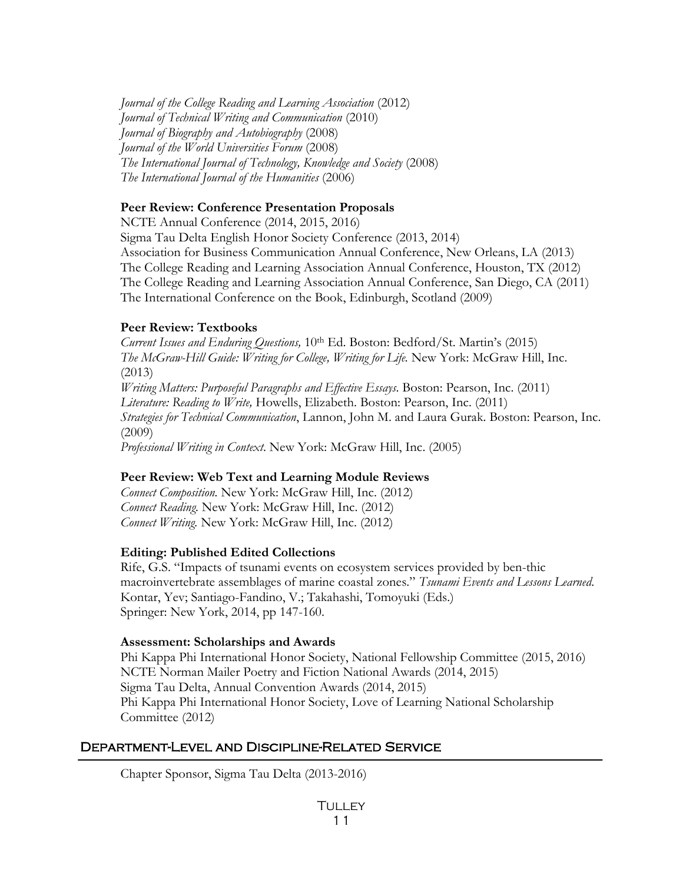*Journal of the College Reading and Learning Association* (2012)
*Journal of Technical Writing and Communication* (2010)
*Journal of Biography and Autobiography* (2008)
*Journal of the World Universities Forum* (2008)
*The International Journal of Technology, Knowledge and Society* (2008)
*The International Journal of the Humanities* (2006)

**Peer Review: Conference Presentation Proposals**

NCTE Annual Conference (2014, 2015, 2016)
Sigma Tau Delta English Honor Society Conference (2013, 2014)
Association for Business Communication Annual Conference, New Orleans, LA (2013)
The College Reading and Learning Association Annual Conference, Houston, TX (2012)
The College Reading and Learning Association Annual Conference, San Diego, CA (2011)
The International Conference on the Book, Edinburgh, Scotland (2009)

**Peer Review: Textbooks**

*Current Issues and Enduring Questions,* 10th Ed. Boston: Bedford/St. Martin's (2015)
*The McGraw-Hill Guide: Writing for College, Writing for Life.* New York: McGraw Hill, Inc. (2013)
*Writing Matters: Purposeful Paragraphs and Effective Essays*. Boston: Pearson, Inc. (2011)
*Literature: Reading to Write,* Howells, Elizabeth. Boston: Pearson, Inc. (2011)
*Strategies for Technical Communication*, Lannon, John M. and Laura Gurak. Boston: Pearson, Inc. (2009)
*Professional Writing in Context*. New York: McGraw Hill, Inc. (2005)

**Peer Review: Web Text and Learning Module Reviews**

*Connect Composition.* New York: McGraw Hill, Inc. (2012)
*Connect Reading.* New York: McGraw Hill, Inc. (2012)
*Connect Writing.* New York: McGraw Hill, Inc. (2012)

**Editing: Published Edited Collections**

Rife, G.S. "Impacts of tsunami events on ecosystem services provided by ben-thic macroinvertebrate assemblages of marine coastal zones." *Tsunami Events and Lessons Learned*. Kontar, Yev; Santiago-Fandino, V.; Takahashi, Tomoyuki (Eds.) Springer: New York, 2014, pp 147-160.

**Assessment: Scholarships and Awards**

Phi Kappa Phi International Honor Society, National Fellowship Committee (2015, 2016)
NCTE Norman Mailer Poetry and Fiction National Awards (2014, 2015)
Sigma Tau Delta, Annual Convention Awards (2014, 2015)
Phi Kappa Phi International Honor Society, Love of Learning National Scholarship Committee (2012)

## Department-Level and Discipline-Related Service

Chapter Sponsor, Sigma Tau Delta (2013-2016)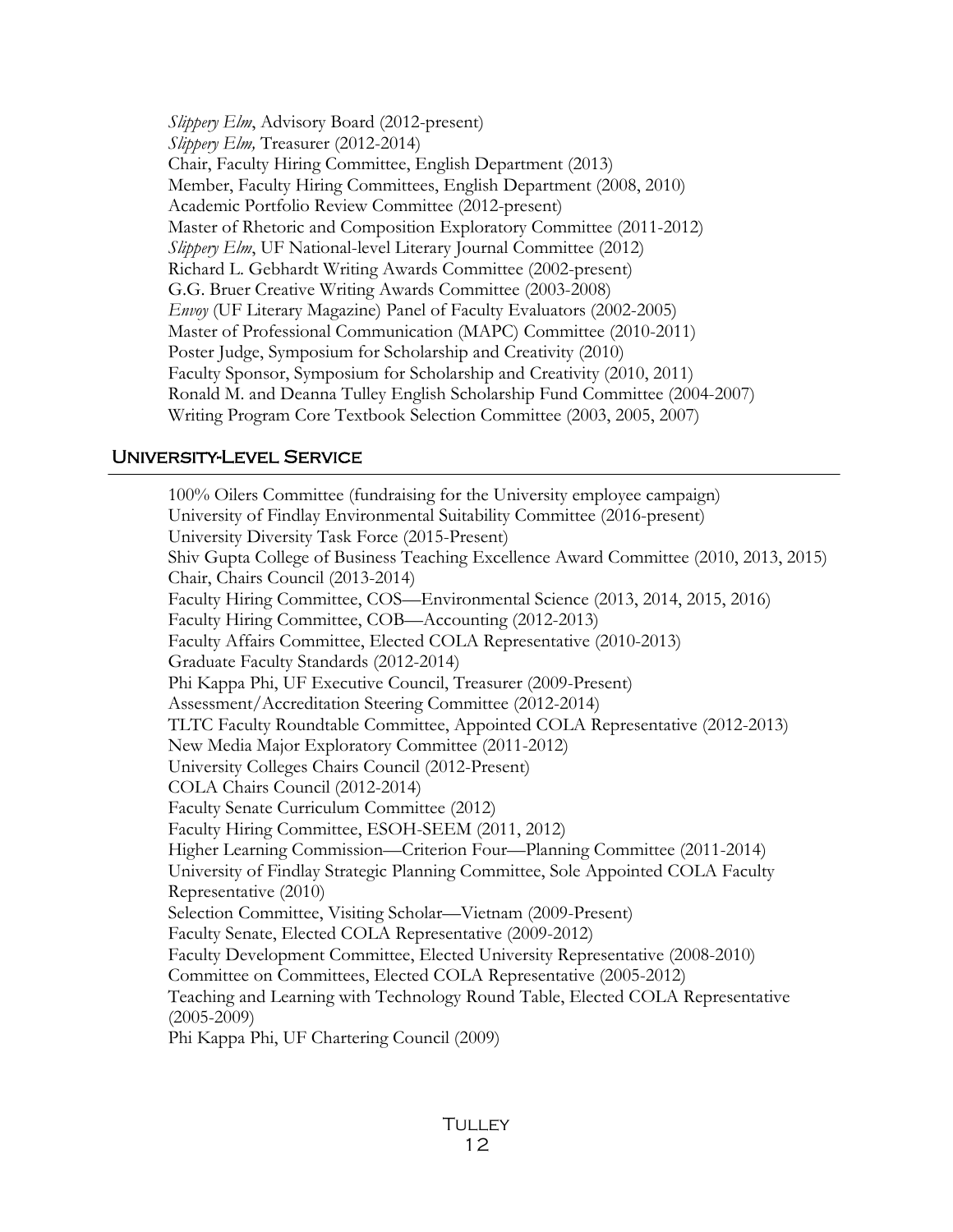*Slippery Elm*, Advisory Board (2012-present)
*Slippery Elm,* Treasurer (2012-2014)
Chair, Faculty Hiring Committee, English Department (2013)
Member, Faculty Hiring Committees, English Department (2008, 2010)
Academic Portfolio Review Committee (2012-present)
Master of Rhetoric and Composition Exploratory Committee (2011-2012)
*Slippery Elm*, UF National-level Literary Journal Committee (2012)
Richard L. Gebhardt Writing Awards Committee (2002-present)
G.G. Bruer Creative Writing Awards Committee (2003-2008)
*Envoy* (UF Literary Magazine) Panel of Faculty Evaluators (2002-2005)
Master of Professional Communication (MAPC) Committee (2010-2011)
Poster Judge, Symposium for Scholarship and Creativity (2010)
Faculty Sponsor, Symposium for Scholarship and Creativity (2010, 2011)
Ronald M. and Deanna Tulley English Scholarship Fund Committee (2004-2007)
Writing Program Core Textbook Selection Committee (2003, 2005, 2007)

## University-Level Service

100% Oilers Committee (fundraising for the University employee campaign)
University of Findlay Environmental Suitability Committee (2016-present)
University Diversity Task Force (2015-Present)
Shiv Gupta College of Business Teaching Excellence Award Committee (2010, 2013, 2015)
Chair, Chairs Council (2013-2014)
Faculty Hiring Committee, COS—Environmental Science (2013, 2014, 2015, 2016)
Faculty Hiring Committee, COB—Accounting (2012-2013)
Faculty Affairs Committee, Elected COLA Representative (2010-2013)
Graduate Faculty Standards (2012-2014)
Phi Kappa Phi, UF Executive Council, Treasurer (2009-Present)
Assessment/Accreditation Steering Committee (2012-2014)
TLTC Faculty Roundtable Committee, Appointed COLA Representative (2012-2013)
New Media Major Exploratory Committee (2011-2012)
University Colleges Chairs Council (2012-Present)
COLA Chairs Council (2012-2014)
Faculty Senate Curriculum Committee (2012)
Faculty Hiring Committee, ESOH-SEEM (2011, 2012)
Higher Learning Commission—Criterion Four—Planning Committee (2011-2014)
University of Findlay Strategic Planning Committee, Sole Appointed COLA Faculty Representative (2010)
Selection Committee, Visiting Scholar—Vietnam (2009-Present)
Faculty Senate, Elected COLA Representative (2009-2012)
Faculty Development Committee, Elected University Representative (2008-2010)
Committee on Committees, Elected COLA Representative (2005-2012)
Teaching and Learning with Technology Round Table, Elected COLA Representative (2005-2009)
Phi Kappa Phi, UF Chartering Council (2009)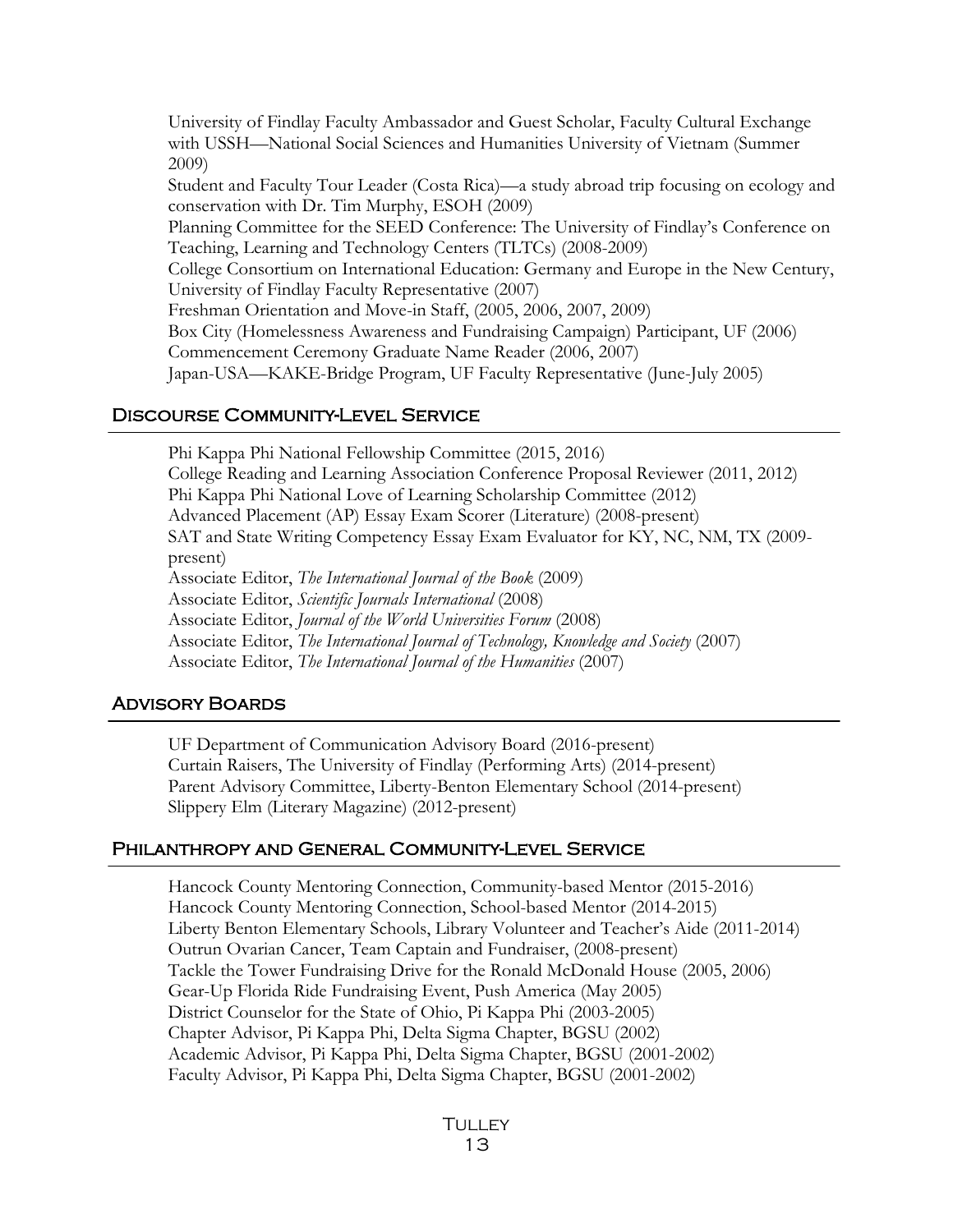University of Findlay Faculty Ambassador and Guest Scholar, Faculty Cultural Exchange with USSH—National Social Sciences and Humanities University of Vietnam (Summer 2009)

Student and Faculty Tour Leader (Costa Rica)—a study abroad trip focusing on ecology and conservation with Dr. Tim Murphy, ESOH (2009)

Planning Committee for the SEED Conference: The University of Findlay's Conference on Teaching, Learning and Technology Centers (TLTCs) (2008-2009)

College Consortium on International Education: Germany and Europe in the New Century, University of Findlay Faculty Representative (2007)

Freshman Orientation and Move-in Staff, (2005, 2006, 2007, 2009)

Box City (Homelessness Awareness and Fundraising Campaign) Participant, UF (2006)

Commencement Ceremony Graduate Name Reader (2006, 2007)

Japan-USA—KAKE-Bridge Program, UF Faculty Representative (June-July 2005)

## Discourse Community-Level Service

Phi Kappa Phi National Fellowship Committee (2015, 2016)

College Reading and Learning Association Conference Proposal Reviewer (2011, 2012)

Phi Kappa Phi National Love of Learning Scholarship Committee (2012)

Advanced Placement (AP) Essay Exam Scorer (Literature) (2008-present)

SAT and State Writing Competency Essay Exam Evaluator for KY, NC, NM, TX (2009-present)

Associate Editor, *The International Journal of the Book* (2009)

Associate Editor, *Scientific Journals International* (2008)

Associate Editor, *Journal of the World Universities Forum* (2008)

Associate Editor, *The International Journal of Technology, Knowledge and Society* (2007)

Associate Editor, *The International Journal of the Humanities* (2007)

## Advisory Boards

UF Department of Communication Advisory Board (2016-present)

Curtain Raisers, The University of Findlay (Performing Arts) (2014-present)

Parent Advisory Committee, Liberty-Benton Elementary School (2014-present)

Slippery Elm (Literary Magazine) (2012-present)

## Philanthropy and General Community-Level Service

Hancock County Mentoring Connection, Community-based Mentor (2015-2016)

Hancock County Mentoring Connection, School-based Mentor (2014-2015)

Liberty Benton Elementary Schools, Library Volunteer and Teacher's Aide (2011-2014)

Outrun Ovarian Cancer, Team Captain and Fundraiser, (2008-present)

Tackle the Tower Fundraising Drive for the Ronald McDonald House (2005, 2006)

Gear-Up Florida Ride Fundraising Event, Push America (May 2005)

District Counselor for the State of Ohio, Pi Kappa Phi (2003-2005)

Chapter Advisor, Pi Kappa Phi, Delta Sigma Chapter, BGSU (2002)

Academic Advisor, Pi Kappa Phi, Delta Sigma Chapter, BGSU (2001-2002)

Faculty Advisor, Pi Kappa Phi, Delta Sigma Chapter, BGSU (2001-2002)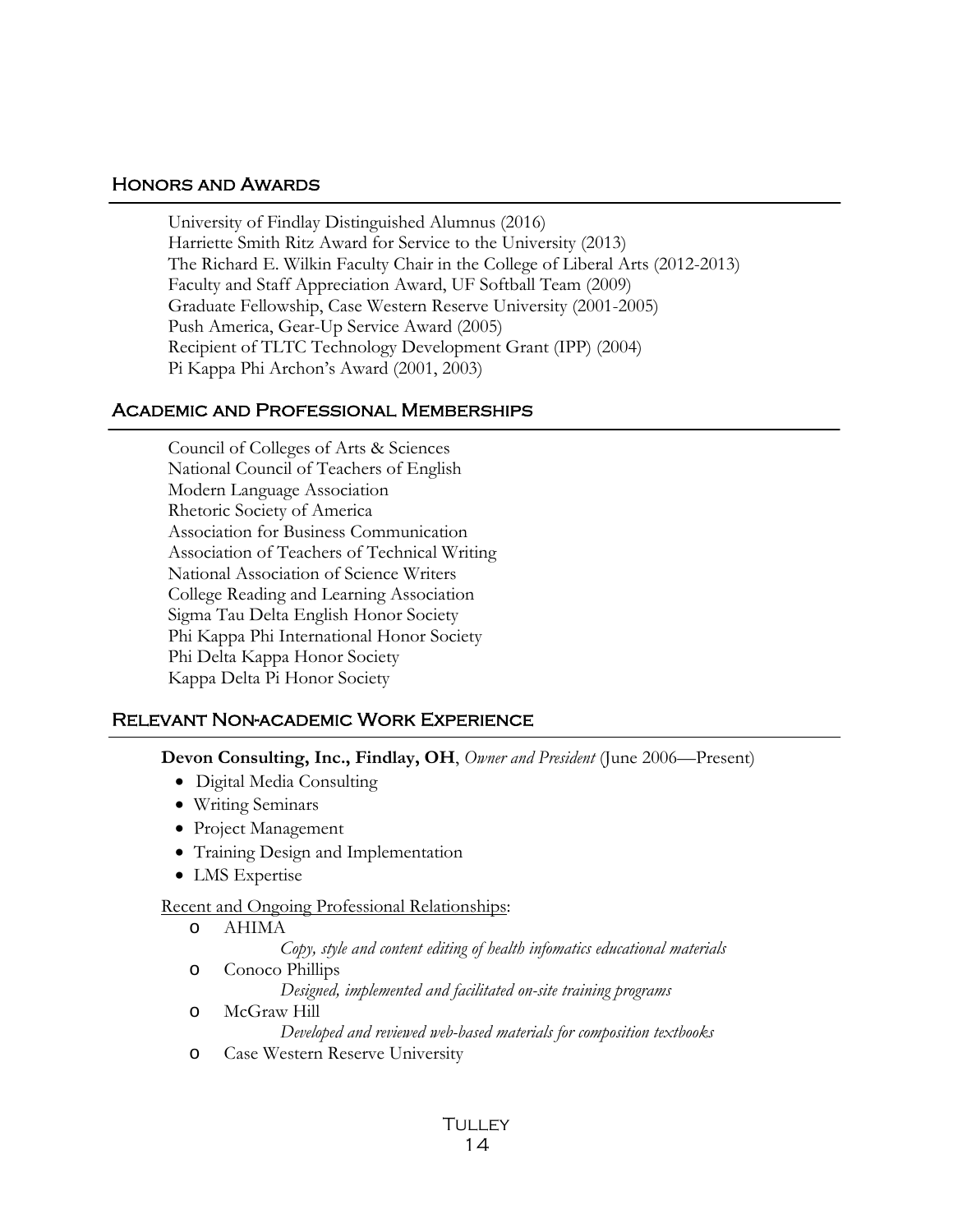## Honors and Awards

University of Findlay Distinguished Alumnus (2016)
Harriette Smith Ritz Award for Service to the University (2013)
The Richard E. Wilkin Faculty Chair in the College of Liberal Arts (2012-2013)
Faculty and Staff Appreciation Award, UF Softball Team (2009)
Graduate Fellowship, Case Western Reserve University (2001-2005)
Push America, Gear-Up Service Award (2005)
Recipient of TLTC Technology Development Grant (IPP) (2004)
Pi Kappa Phi Archon's Award (2001, 2003)

## Academic and Professional Memberships

Council of Colleges of Arts & Sciences
National Council of Teachers of English
Modern Language Association
Rhetoric Society of America
Association for Business Communication
Association of Teachers of Technical Writing
National Association of Science Writers
College Reading and Learning Association
Sigma Tau Delta English Honor Society
Phi Kappa Phi International Honor Society
Phi Delta Kappa Honor Society
Kappa Delta Pi Honor Society

## Relevant Non-academic Work Experience

**Devon Consulting, Inc., Findlay, OH**, *Owner and President* (June 2006—Present)

- Digital Media Consulting
- Writing Seminars
- Project Management
- Training Design and Implementation
- LMS Expertise

Recent and Ongoing Professional Relationships:

- AHIMA
  *Copy, style and content editing of health infomatics educational materials*
- Conoco Phillips
  *Designed, implemented and facilitated on-site training programs*
- McGraw Hill
  *Developed and reviewed web-based materials for composition textbooks*
- Case Western Reserve University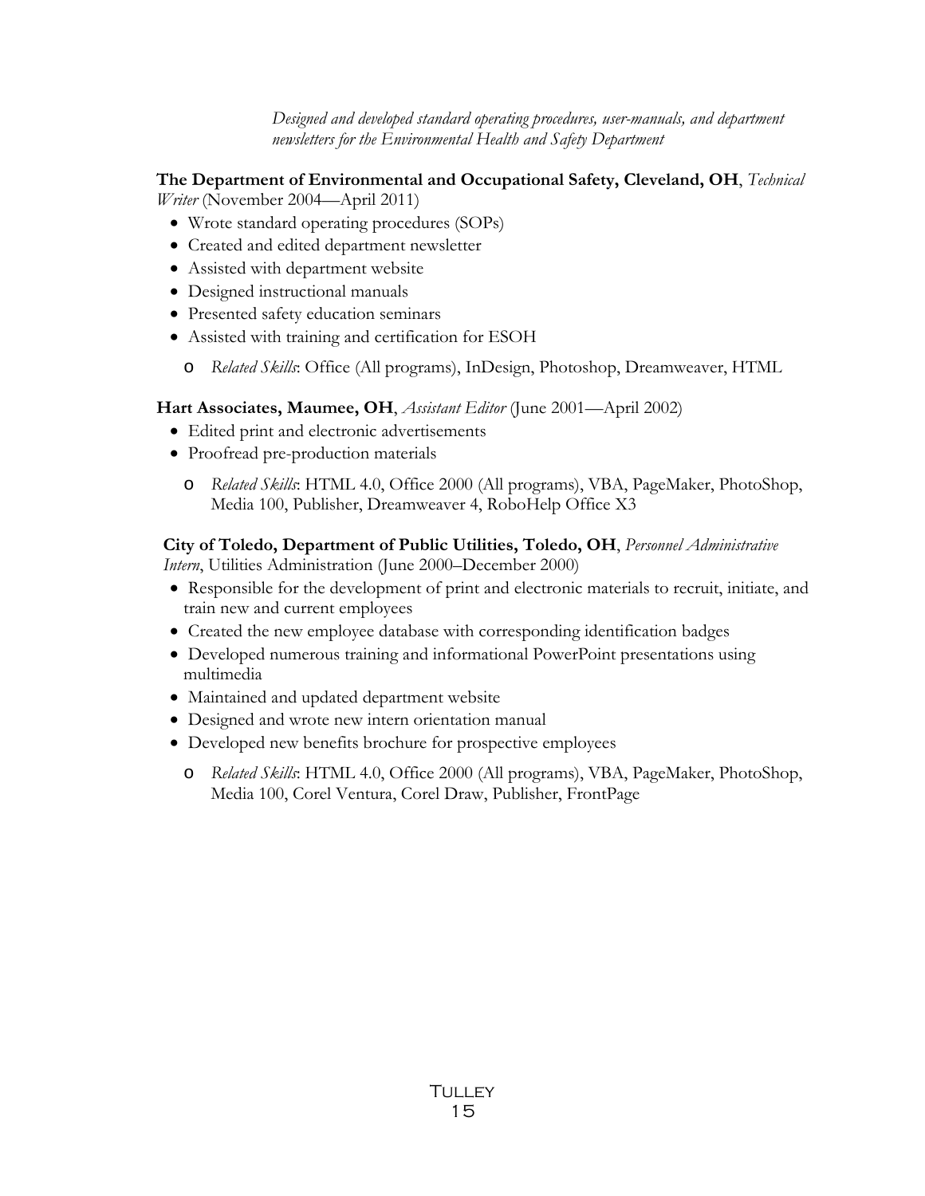*Designed and developed standard operating procedures, user-manuals, and department newsletters for the Environmental Health and Safety Department*

**The Department of Environmental and Occupational Safety, Cleveland, OH**, *Technical Writer* (November 2004—April 2011)

- Wrote standard operating procedures (SOPs)
- Created and edited department newsletter
- Assisted with department website
- Designed instructional manuals
- Presented safety education seminars
- Assisted with training and certification for ESOH
  - *Related Skills*: Office (All programs), InDesign, Photoshop, Dreamweaver, HTML

**Hart Associates, Maumee, OH**, *Assistant Editor* (June 2001—April 2002)

- Edited print and electronic advertisements
- Proofread pre-production materials
  - *Related Skills*: HTML 4.0, Office 2000 (All programs), VBA, PageMaker, PhotoShop, Media 100, Publisher, Dreamweaver 4, RoboHelp Office X3

**City of Toledo, Department of Public Utilities, Toledo, OH**, *Personnel Administrative Intern*, Utilities Administration (June 2000–December 2000)

- Responsible for the development of print and electronic materials to recruit, initiate, and train new and current employees
- Created the new employee database with corresponding identification badges
- Developed numerous training and informational PowerPoint presentations using multimedia
- Maintained and updated department website
- Designed and wrote new intern orientation manual
- Developed new benefits brochure for prospective employees
  - *Related Skills*: HTML 4.0, Office 2000 (All programs), VBA, PageMaker, PhotoShop, Media 100, Corel Ventura, Corel Draw, Publisher, FrontPage